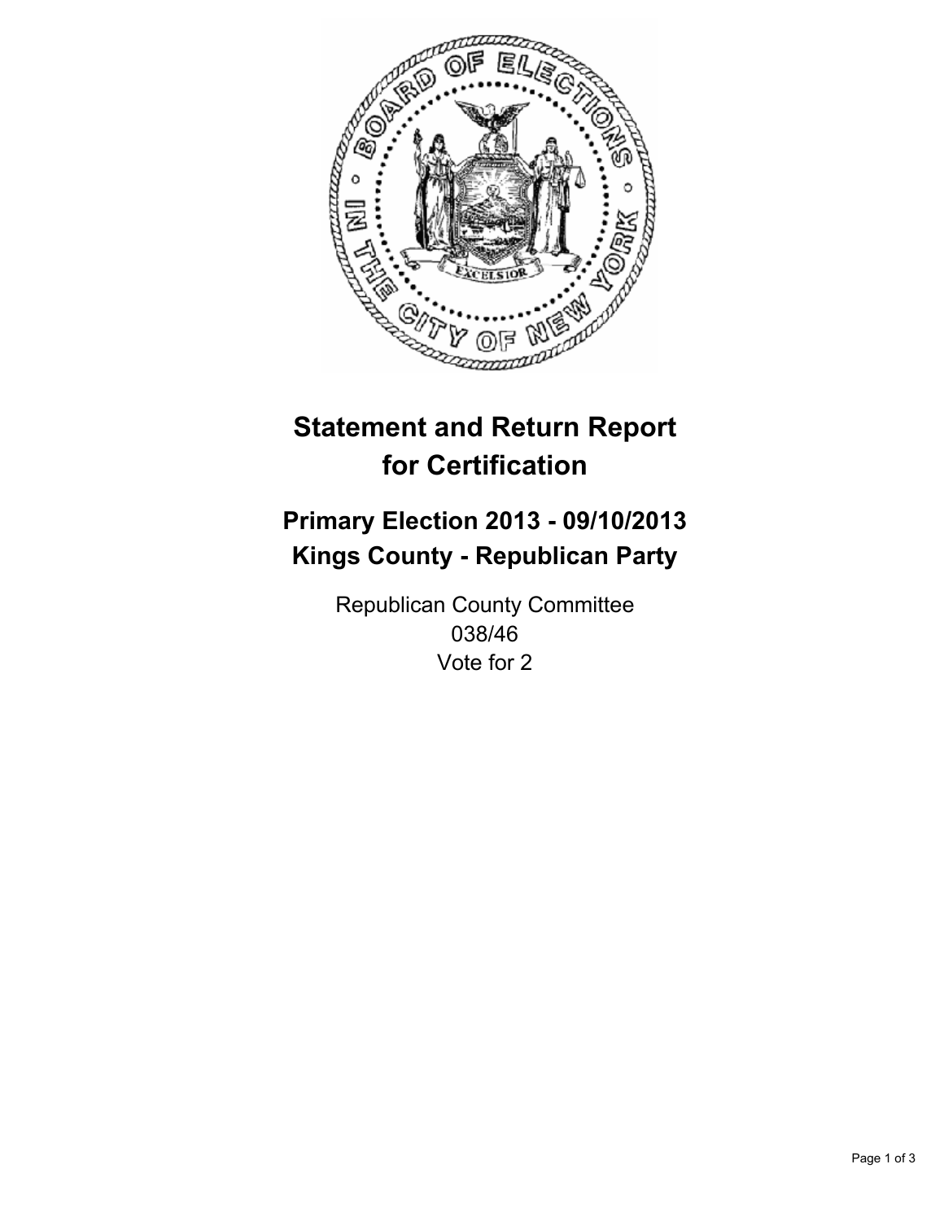# Statement and Return Report for Certification

## Primary Election 2013 - 09/10/2013
## Kings County - Republican Party

Republican County Committee
038/46
Vote for 2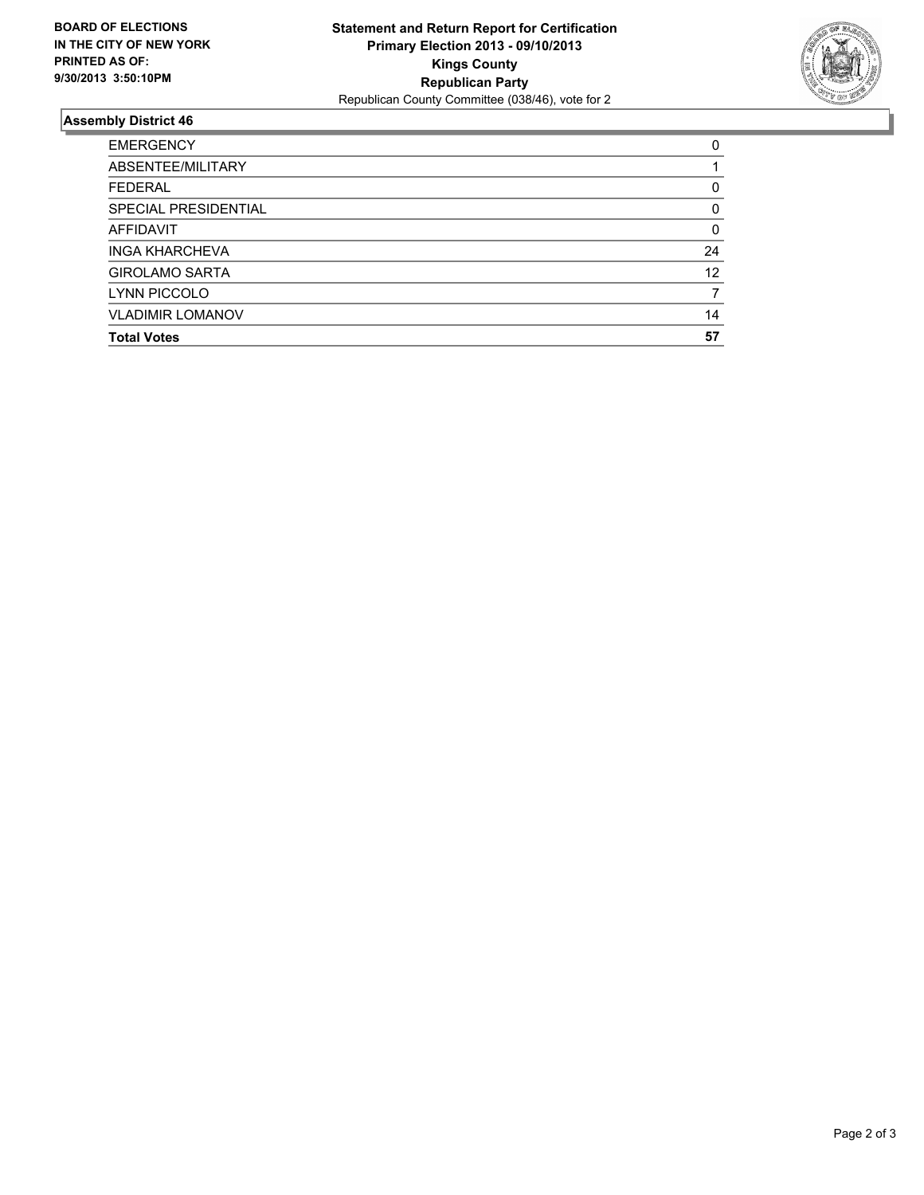**BOARD OF ELECTIONS IN THE CITY OF NEW YORK PRINTED AS OF: 9/30/2013 3:50:10PM**

**Statement and Return Report for Certification**
**Primary Election 2013 - 09/10/2013**
**Kings County**
**Republican Party**
Republican County Committee (038/46), vote for 2

## Assembly District 46

| | |
|---|---|
| EMERGENCY | 0 |
| ABSENTEE/MILITARY | 1 |
| FEDERAL | 0 |
| SPECIAL PRESIDENTIAL | 0 |
| AFFIDAVIT | 0 |
| INGA KHARCHEVA | 24 |
| GIROLAMO SARTA | 12 |
| LYNN PICCOLO | 7 |
| VLADIMIR LOMANOV | 14 |
| **Total Votes** | **57** |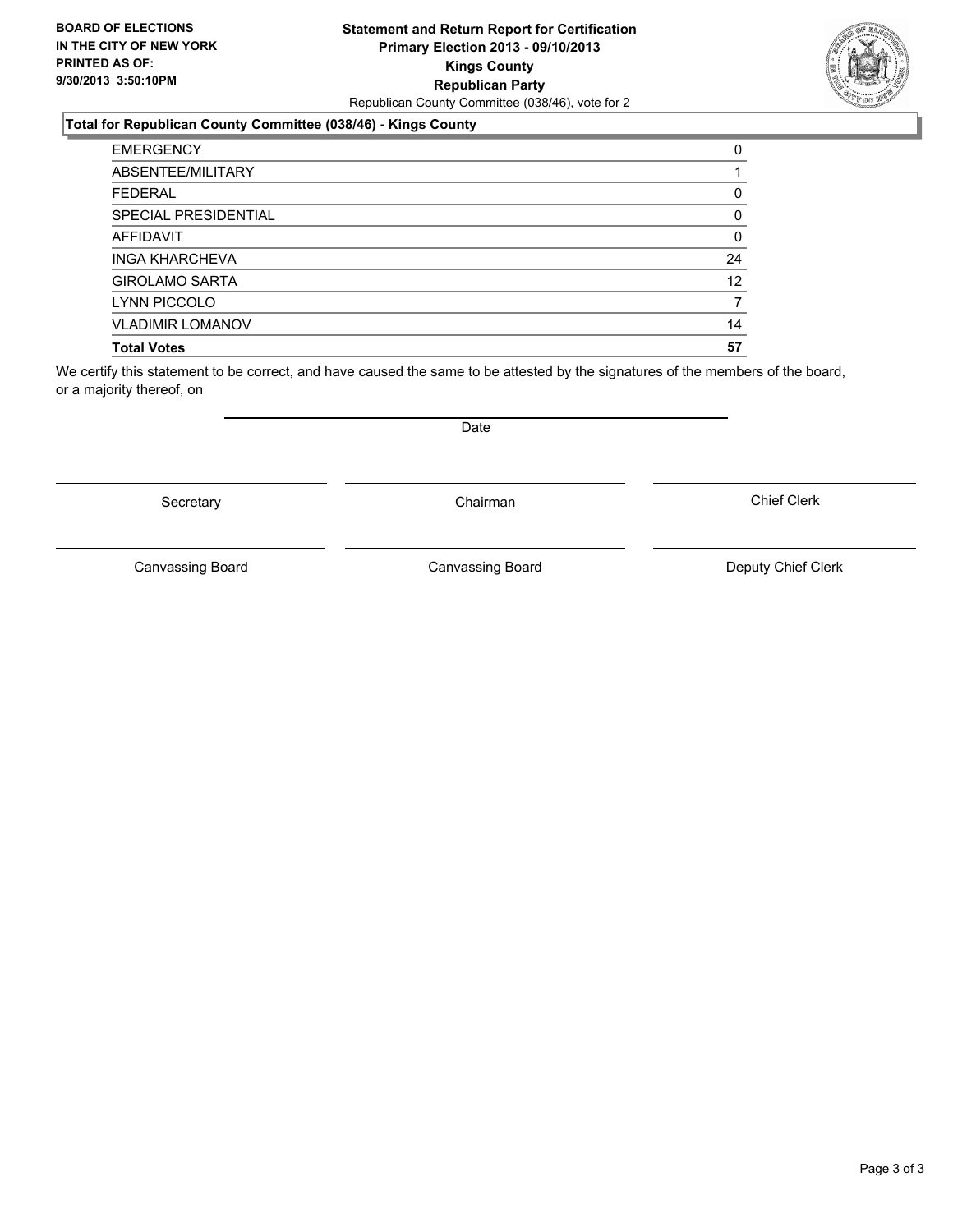**BOARD OF ELECTIONS IN THE CITY OF NEW YORK PRINTED AS OF: 9/30/2013 3:50:10PM**

**Statement and Return Report for Certification**
**Primary Election 2013 - 09/10/2013**
**Kings County**
**Republican Party**
Republican County Committee (038/46), vote for 2

**Total for Republican County Committee (038/46) - Kings County**

| | |
|---|---|
| EMERGENCY | 0 |
| ABSENTEE/MILITARY | 1 |
| FEDERAL | 0 |
| SPECIAL PRESIDENTIAL | 0 |
| AFFIDAVIT | 0 |
| INGA KHARCHEVA | 24 |
| GIROLAMO SARTA | 12 |
| LYNN PICCOLO | 7 |
| VLADIMIR LOMANOV | 14 |
| **Total Votes** | **57** |

We certify this statement to be correct, and have caused the same to be attested by the signatures of the members of the board, or a majority thereof, on

Date

Secretary

Chairman

Chief Clerk

Canvassing Board

Canvassing Board

Deputy Chief Clerk